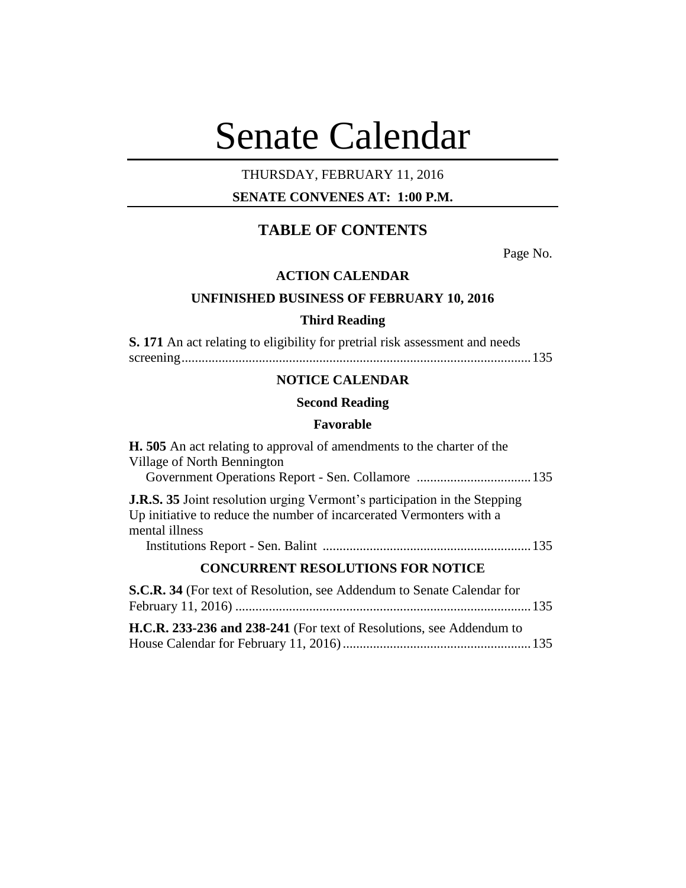# Senate Calendar

THURSDAY, FEBRUARY 11, 2016

**SENATE CONVENES AT: 1:00 P.M.**

## TABLE OF CONTENTS

Page No.

### ACTION CALENDAR

### UNFINISHED BUSINESS OF FEBRUARY 10, 2016

#### Third Reading

**S. 171** An act relating to eligibility for pretrial risk assessment and needs screening....................................................................................................135

### NOTICE CALENDAR

#### Second Reading

#### Favorable

**H. 505** An act relating to approval of amendments to the charter of the Village of North Bennington
Government Operations Report - Sen. Collamore ..................................135

**J.R.S. 35** Joint resolution urging Vermont's participation in the Stepping Up initiative to reduce the number of incarcerated Vermonters with a mental illness
Institutions Report - Sen. Balint ..............................................................135

### CONCURRENT RESOLUTIONS FOR NOTICE

**S.C.R. 34** (For text of Resolution, see Addendum to Senate Calendar for February 11, 2016) .......................................................................................135

**H.C.R. 233-236 and 238-241** (For text of Resolutions, see Addendum to House Calendar for February 11, 2016)........................................................135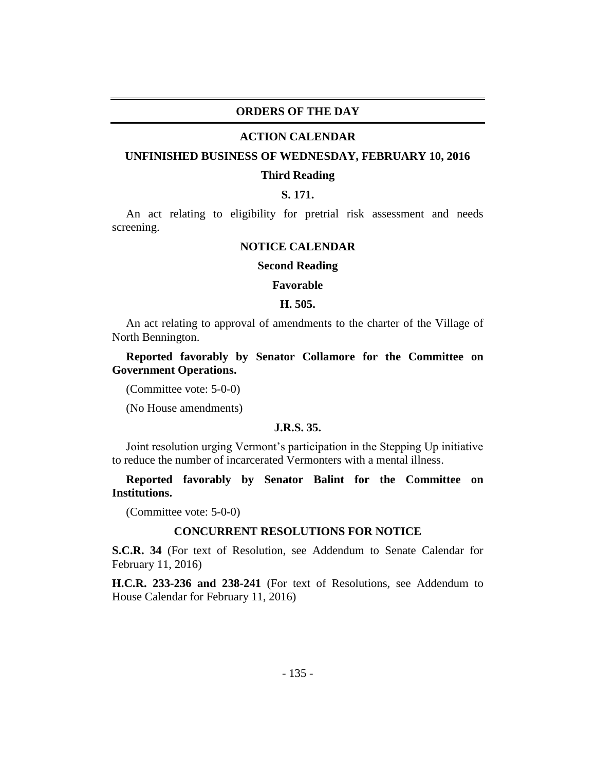# ORDERS OF THE DAY

## ACTION CALENDAR

### UNFINISHED BUSINESS OF WEDNESDAY, FEBRUARY 10, 2016

#### Third Reading

**S. 171.**

An act relating to eligibility for pretrial risk assessment and needs screening.

## NOTICE CALENDAR

#### Second Reading

#### Favorable

**H. 505.**

An act relating to approval of amendments to the charter of the Village of North Bennington.

**Reported favorably by Senator Collamore for the Committee on Government Operations.**

(Committee vote: 5-0-0)

(No House amendments)

**J.R.S. 35.**

Joint resolution urging Vermont's participation in the Stepping Up initiative to reduce the number of incarcerated Vermonters with a mental illness.

**Reported favorably by Senator Balint for the Committee on Institutions.**

(Committee vote: 5-0-0)

### CONCURRENT RESOLUTIONS FOR NOTICE

**S.C.R. 34** (For text of Resolution, see Addendum to Senate Calendar for February 11, 2016)

**H.C.R. 233-236 and 238-241** (For text of Resolutions, see Addendum to House Calendar for February 11, 2016)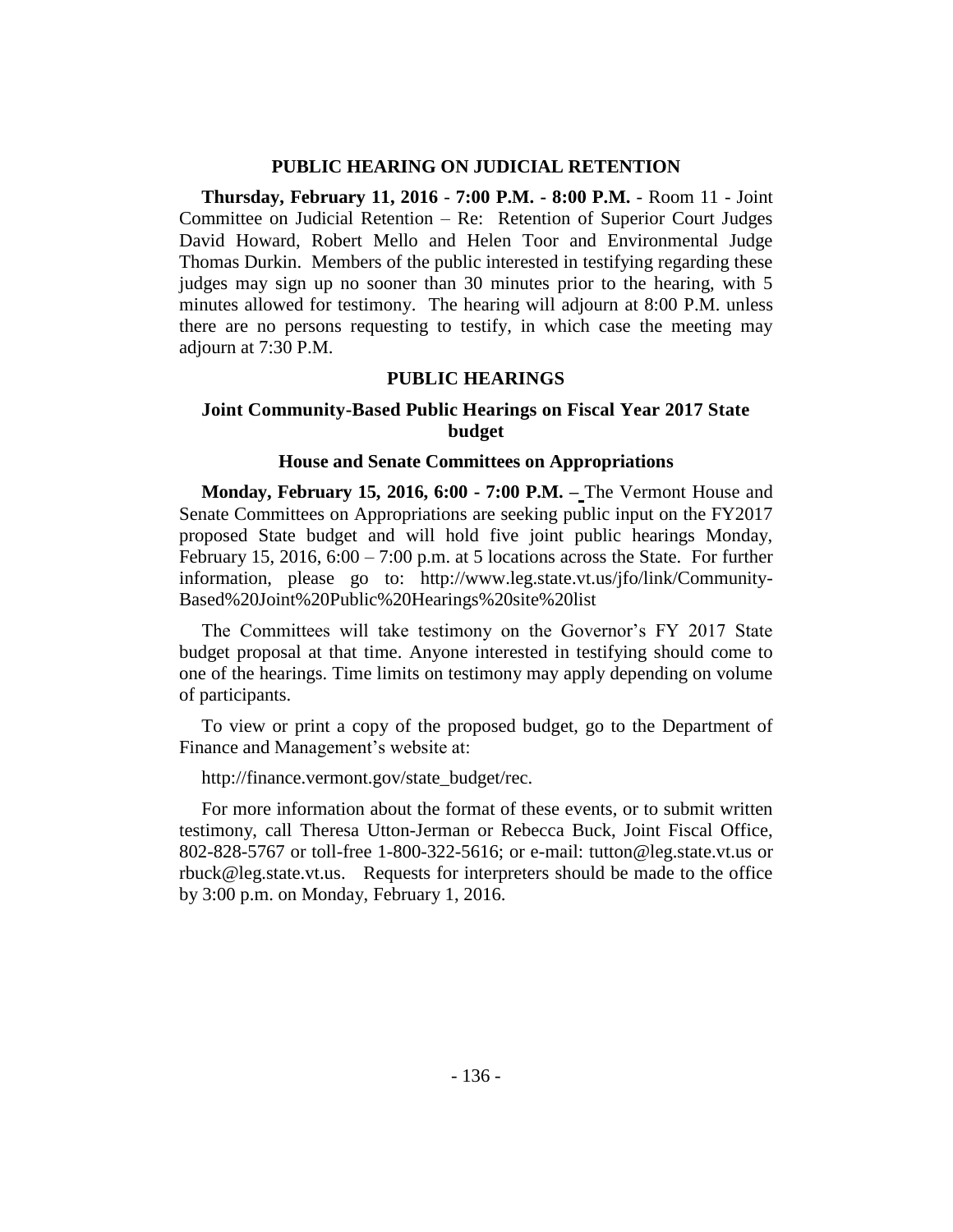## PUBLIC HEARING ON JUDICIAL RETENTION

**Thursday, February 11, 2016** - **7:00 P.M. - 8:00 P.M.** - Room 11 - Joint Committee on Judicial Retention – Re: Retention of Superior Court Judges David Howard, Robert Mello and Helen Toor and Environmental Judge Thomas Durkin. Members of the public interested in testifying regarding these judges may sign up no sooner than 30 minutes prior to the hearing, with 5 minutes allowed for testimony. The hearing will adjourn at 8:00 P.M. unless there are no persons requesting to testify, in which case the meeting may adjourn at 7:30 P.M.

## PUBLIC HEARINGS

### Joint Community-Based Public Hearings on Fiscal Year 2017 State budget

### House and Senate Committees on Appropriations

**Monday, February 15, 2016, 6:00 - 7:00 P.M. –** The Vermont House and Senate Committees on Appropriations are seeking public input on the FY2017 proposed State budget and will hold five joint public hearings Monday, February 15, 2016, 6:00 – 7:00 p.m. at 5 locations across the State. For further information, please go to: http://www.leg.state.vt.us/jfo/link/Community-Based%20Joint%20Public%20Hearings%20site%20list

The Committees will take testimony on the Governor's FY 2017 State budget proposal at that time. Anyone interested in testifying should come to one of the hearings. Time limits on testimony may apply depending on volume of participants.

To view or print a copy of the proposed budget, go to the Department of Finance and Management's website at:

http://finance.vermont.gov/state_budget/rec.

For more information about the format of these events, or to submit written testimony, call Theresa Utton-Jerman or Rebecca Buck, Joint Fiscal Office, 802-828-5767 or toll-free 1-800-322-5616; or e-mail: tutton@leg.state.vt.us or rbuck@leg.state.vt.us. Requests for interpreters should be made to the office by 3:00 p.m. on Monday, February 1, 2016.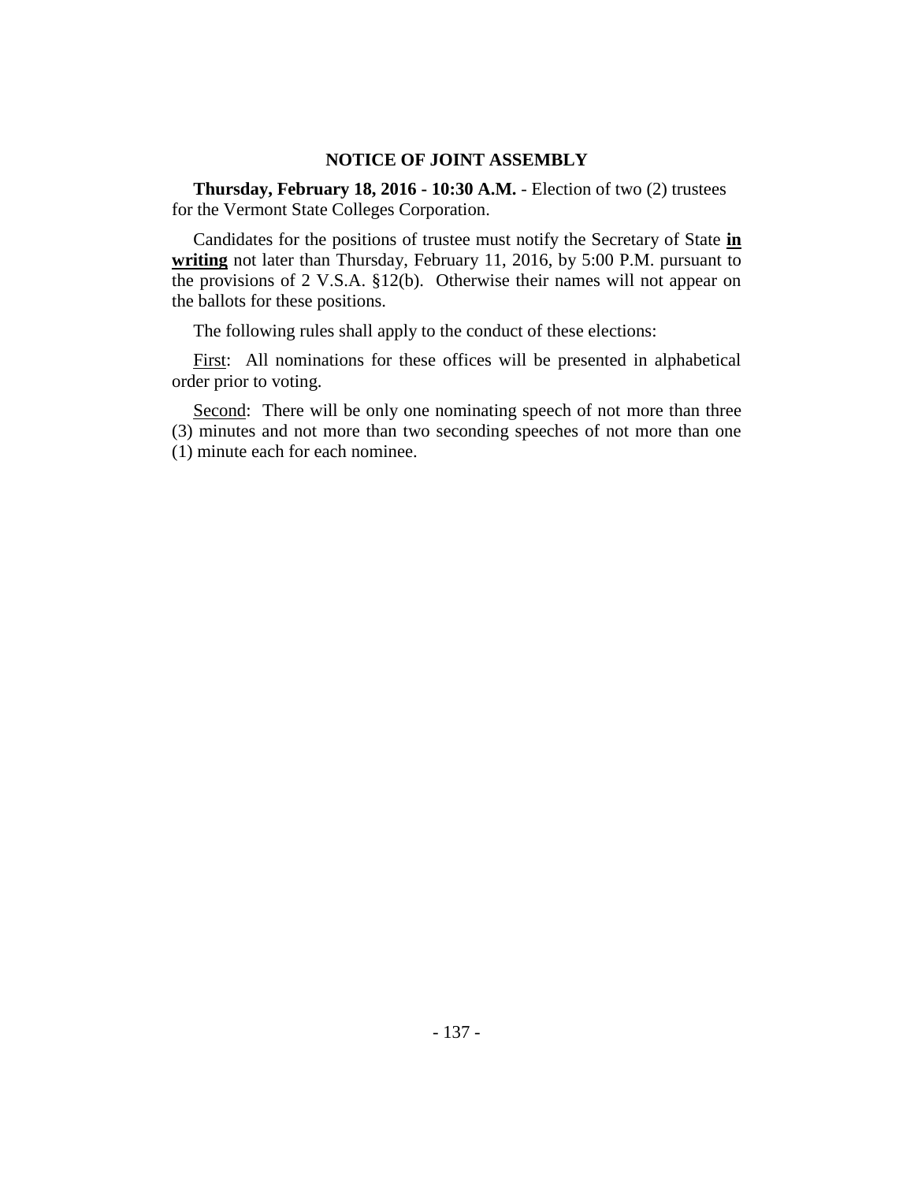## NOTICE OF JOINT ASSEMBLY

**Thursday, February 18, 2016 - 10:30 A.M.** - Election of two (2) trustees for the Vermont State Colleges Corporation.

Candidates for the positions of trustee must notify the Secretary of State **<u>in writing</u>** not later than Thursday, February 11, 2016, by 5:00 P.M. pursuant to the provisions of 2 V.S.A. §12(b). Otherwise their names will not appear on the ballots for these positions.

The following rules shall apply to the conduct of these elections:

<u>First</u>: All nominations for these offices will be presented in alphabetical order prior to voting.

<u>Second</u>: There will be only one nominating speech of not more than three (3) minutes and not more than two seconding speeches of not more than one (1) minute each for each nominee.